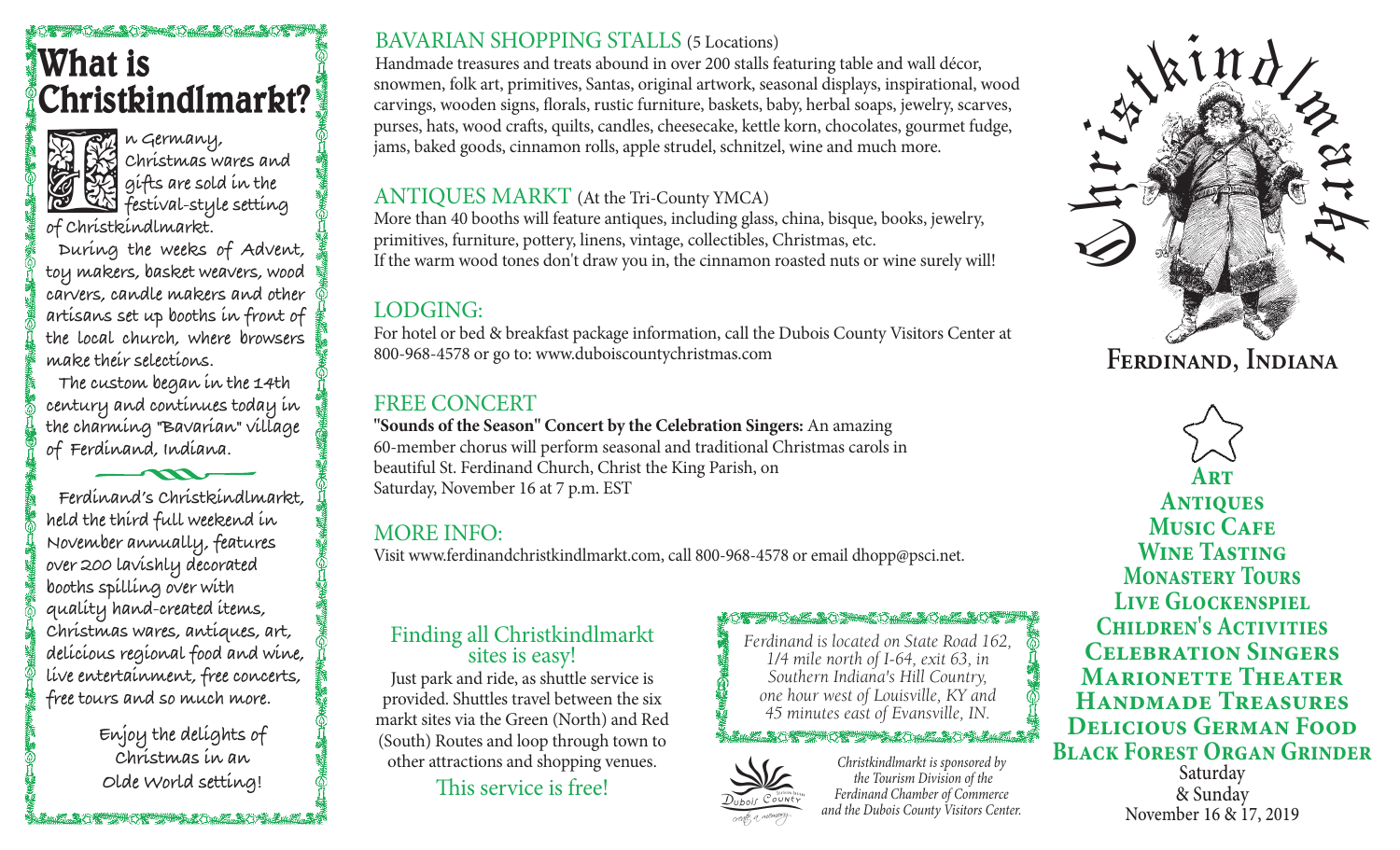# What is Christkindlmarkt?

In Germany, Christmas wares and gifts are sold in the festival-style setting of Christkindlmarkt.

During the weeks of Advent, toy makers, basket weavers, wood carvers, candle makers and other artisans set up booths in front of the local church, where browsers make their selections.

The custom began in the 14th century and continues today in the charming "Bavarian" village of Ferdinand, Indiana.

Ferdinand's Christkindlmarkt, held the third full weekend in November annually, features over 200 lavishly decorated booths spilling over with quality hand-created items, Christmas wares, antiques, art, delicious regional food and wine, live entertainment, free concerts, free tours and so much more.

Enjoy the delights of Christmas in an Olde World setting!

## BAVARIAN SHOPPING STALLS (5 Locations)

Handmade treasures and treats abound in over 200 stalls featuring table and wall décor, snowmen, folk art, primitives, Santas, original artwork, seasonal displays, inspirational, wood carvings, wooden signs, florals, rustic furniture, baskets, baby, herbal soaps, jewelry, scarves, purses, hats, wood crafts, quilts, candles, cheesecake, kettle korn, chocolates, gourmet fudge, jams, baked goods, cinnamon rolls, apple strudel, schnitzel, wine and much more.

## ANTIQUES MARKT (At the Tri-County YMCA)

More than 40 booths will feature antiques, including glass, china, bisque, books, jewelry, primitives, furniture, pottery, linens, vintage, collectibles, Christmas, etc.
If the warm wood tones don't draw you in, the cinnamon roasted nuts or wine surely will!

## LODGING:

For hotel or bed & breakfast package information, call the Dubois County Visitors Center at 800-968-4578 or go to: www.duboiscountychristmas.com

## FREE CONCERT

**"Sounds of the Season" Concert by the Celebration Singers:** An amazing 60-member chorus will perform seasonal and traditional Christmas carols in beautiful St. Ferdinand Church, Christ the King Parish, on Saturday, November 16 at 7 p.m. EST

## MORE INFO:

Visit www.ferdinandchristkindlmarkt.com, call 800-968-4578 or email dhopp@psci.net.

## Finding all Christkindlmarkt sites is easy!

Just park and ride, as shuttle service is provided. Shuttles travel between the six markt sites via the Green (North) and Red (South) Routes and loop through town to other attractions and shopping venues.

This service is free!

*Ferdinand is located on State Road 162, 1/4 mile north of I-64, exit 63, in Southern Indiana's Hill Country, one hour west of Louisville, KY and 45 minutes east of Evansville, IN.*

Dubois County — crafts a memory

*Christkindlmarkt is sponsored by the Tourism Division of the Ferdinand Chamber of Commerce and the Dubois County Visitors Center.*

# Christkindlmarkt

## Ferdinand, Indiana

**Art**
**Antiques**
**Music Cafe**
**Wine Tasting**
**Monastery Tours**
**Live Glockenspiel**
**Children's Activities**
**Celebration Singers**
**Marionette Theater**
**Handmade Treasures**
**Delicious German Food**
**Black Forest Organ Grinder**

Saturday & Sunday
November 16 & 17, 2019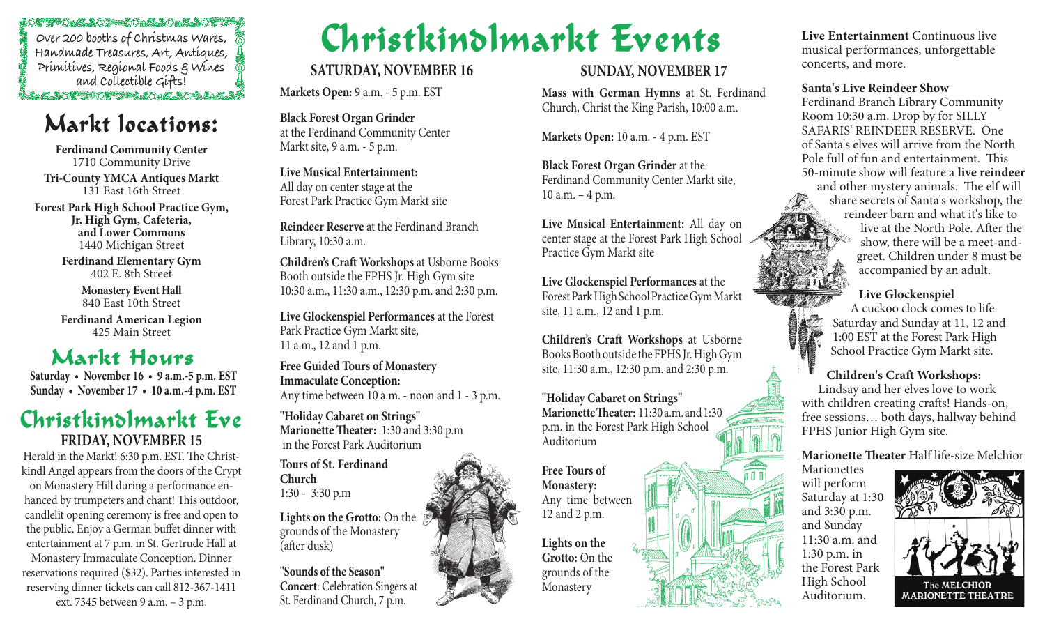Over 200 booths of Christmas Wares, Handmade Treasures, Art, Antiques, Primitives, Regional Foods & Wines and Collectible Gifts!

## Markt locations:

**Ferdinand Community Center**
1710 Community Drive

**Tri-County YMCA Antiques Markt**
131 East 16th Street

**Forest Park High School Practice Gym, Jr. High Gym, Cafeteria, and Lower Commons**
1440 Michigan Street

**Ferdinand Elementary Gym**
402 E. 8th Street

**Monastery Event Hall**
840 East 10th Street

**Ferdinand American Legion**
425 Main Street

## Markt Hours

**Saturday • November 16 • 9 a.m.-5 p.m. EST**
**Sunday • November 17 • 10 a.m.-4 p.m. EST**

## Christkindlmarkt Eve

### FRIDAY, NOVEMBER 15

Herald in the Markt! 6:30 p.m. EST. The Christkindl Angel appears from the doors of the Crypt on Monastery Hill during a performance enhanced by trumpeters and chant! This outdoor, candlelit opening ceremony is free and open to the public. Enjoy a German buffet dinner with entertainment at 7 p.m. in St. Gertrude Hall at Monastery Immaculate Conception. Dinner reservations required ($32). Parties interested in reserving dinner tickets can call 812-367-1411 ext. 7345 between 9 a.m. – 3 p.m.

# Christkindlmarkt Events

### SATURDAY, NOVEMBER 16

**Markets Open:** 9 a.m. - 5 p.m. EST

**Black Forest Organ Grinder** at the Ferdinand Community Center Markt site, 9 a.m. - 5 p.m.

**Live Musical Entertainment:** All day on center stage at the Forest Park Practice Gym Markt site

**Reindeer Reserve** at the Ferdinand Branch Library, 10:30 a.m.

**Children's Craft Workshops** at Usborne Books Booth outside the FPHS Jr. High Gym site 10:30 a.m., 11:30 a.m., 12:30 p.m. and 2:30 p.m.

**Live Glockenspiel Performances** at the Forest Park Practice Gym Markt site, 11 a.m., 12 and 1 p.m.

**Free Guided Tours of Monastery Immaculate Conception:** Any time between 10 a.m. - noon and 1 - 3 p.m.

**"Holiday Cabaret on Strings" Marionette Theater:** 1:30 and 3:30 p.m in the Forest Park Auditorium

**Tours of St. Ferdinand Church** 1:30 - 3:30 p.m

**Lights on the Grotto:** On the grounds of the Monastery (after dusk)

**"Sounds of the Season" Concert**: Celebration Singers at St. Ferdinand Church, 7 p.m.

### SUNDAY, NOVEMBER 17

**Mass with German Hymns** at St. Ferdinand Church, Christ the King Parish, 10:00 a.m.

**Markets Open:** 10 a.m. - 4 p.m. EST

**Black Forest Organ Grinder** at the Ferdinand Community Center Markt site, 10 a.m. – 4 p.m.

**Live Musical Entertainment:** All day on center stage at the Forest Park High School Practice Gym Markt site

**Live Glockenspiel Performances** at the Forest Park High School Practice Gym Markt site, 11 a.m., 12 and 1 p.m.

**Children's Craft Workshops** at Usborne Books Booth outside the FPHS Jr. High Gym site, 11:30 a.m., 12:30 p.m. and 2:30 p.m.

**"Holiday Cabaret on Strings" Marionette Theater:** 11:30 a.m. and 1:30 p.m. in the Forest Park High School Auditorium

**Free Tours of Monastery:** Any time between 12 and 2 p.m.

**Lights on the Grotto:** On the grounds of the Monastery

**Live Entertainment** Continuous live musical performances, unforgettable concerts, and more.

**Santa's Live Reindeer Show**
Ferdinand Branch Library Community Room 10:30 a.m. Drop by for SILLY SAFARIS' REINDEER RESERVE. One of Santa's elves will arrive from the North Pole full of fun and entertainment. This 50-minute show will feature a **live reindeer** and other mystery animals. The elf will share secrets of Santa's workshop, the reindeer barn and what it's like to live at the North Pole. After the show, there will be a meet-and-greet. Children under 8 must be accompanied by an adult.

**Live Glockenspiel**
A cuckoo clock comes to life Saturday and Sunday at 11, 12 and 1:00 EST at the Forest Park High School Practice Gym Markt site.

**Children's Craft Workshops:**
Lindsay and her elves love to work with children creating crafts! Hands-on, free sessions… both days, hallway behind FPHS Junior High Gym site.

**Marionette Theater** Half life-size Melchior Marionettes will perform Saturday at 1:30 and 3:30 p.m. and Sunday 11:30 a.m. and 1:30 p.m. in the Forest Park High School Auditorium.

The MELCHIOR MARIONETTE THEATRE